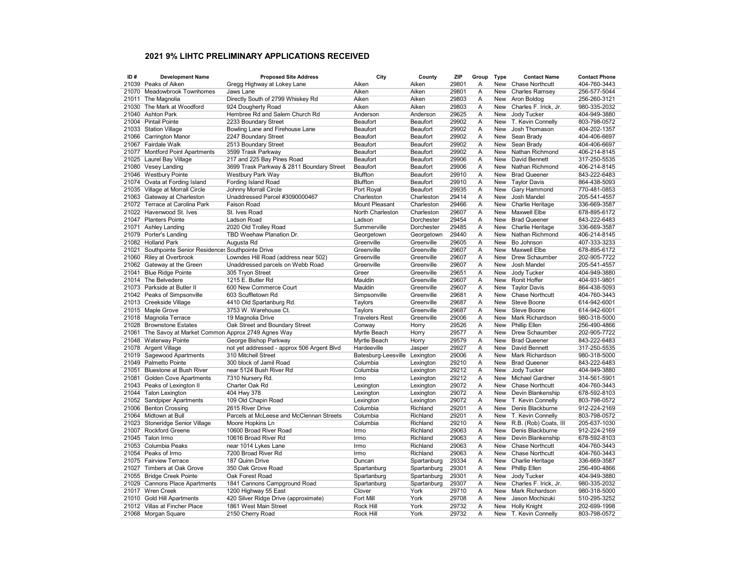## 2021 9% LIHTC PRELIMINARY APPLICATIONS RECEIVED

| ID # | Development Name | Proposed Site Address | City | County | ZIP | Group | Type | Contact Name | Contact Phone |
|---|---|---|---|---|---|---|---|---|---|
| 21039 | Peaks of Aiken | Gregg Highway at Lokey Lane | Aiken | Aiken | 29801 | A | New | Chase Northcutt | 404-760-3443 |
| 21070 | Meadowbrook Townhomes | Jaws Lane | Aiken | Aiken | 29801 | A | New | Charles Ramsey | 256-577-5044 |
| 21011 | The Magnolia | Directly South of 2799 Whiskey Rd | Aiken | Aiken | 29803 | A | New | Aron Boldog | 256-260-3121 |
| 21030 | The Mark at Woodford | 924 Dougherty Road | Aiken | Aiken | 29803 | A | New | Charles F. Irick, Jr. | 980-335-2032 |
| 21040 | Ashton Park | Hembree Rd and Salem Church Rd | Anderson | Anderson | 29625 | A | New | Jody Tucker | 404-949-3880 |
| 21004 | Pintail Pointe | 2233 Boundary Street | Beaufort | Beaufort | 29902 | A | New | T. Kevin Connelly | 803-798-0572 |
| 21033 | Station Village | Bowling Lane and Firehouse Lane | Beaufort | Beaufort | 29902 | A | New | Josh Thomason | 404-202-1357 |
| 21066 | Carrington Manor | 2247 Boundary Street | Beaufort | Beaufort | 29902 | A | New | Sean Brady | 404-406-6697 |
| 21067 | Fairdale Walk | 2513 Boundary Street | Beaufort | Beaufort | 29902 | A | New | Sean Brady | 404-406-6697 |
| 21077 | Montford Point Apartments | 3599 Trask Parkway | Beaufort | Beaufort | 29902 | A | New | Nathan Richmond | 406-214-8145 |
| 21025 | Laurel Bay Village | 217 and 225 Bay Pines Road | Beaufort | Beaufort | 29906 | A | New | David Bennett | 317-250-5535 |
| 21080 | Vesey Landing | 3699 Trask Parkway & 2811 Boundary Street | Beaufort | Beaufort | 29906 | A | New | Nathan Richmond | 406-214-8145 |
| 21046 | Westbury Pointe | Westbury Park Way | Bluffton | Beaufort | 29910 | A | New | Brad Queener | 843-222-6483 |
| 21074 | Ovata at Fording Island | Fording Island Road | Bluffton | Beaufort | 29910 | A | New | Taylor Davis | 864-438-5093 |
| 21035 | Village at Morrall Circle | Johnny Morrall Circle | Port Royal | Beaufort | 29935 | A | New | Gary Hammond | 770-481-0853 |
| 21063 | Gateway at Charleston | Unaddressed Parcel #3090000467 | Charleston | Charleston | 29414 | A | New | Josh Mandel | 205-541-4557 |
| 21072 | Terrace at Carolina Park | Faison Road | Mount Pleasant | Charleston | 29466 | A | New | Charlie Heritage | 336-669-3587 |
| 21022 | Havenwood St. Ives | St. Ives Road | North Charleston | Charleston | 29607 | A | New | Maxwell Elbe | 678-895-6172 |
| 21047 | Planters Pointe | Ladson Road | Ladson | Dorchester | 29454 | A | New | Brad Queener | 843-222-6483 |
| 21071 | Ashley Landing | 2020 Old Trolley Road | Summerville | Dorchester | 29485 | A | New | Charlie Heritage | 336-669-3587 |
| 21079 | Porter's Landing | TBD Weehaw Planation Dr. | Georgetown | Georgetown | 29440 | A | New | Nathan Richmond | 406-214-8145 |
| 21082 | Holland Park | Augusta Rd | Greenville | Greenville | 29605 | A | New | Bo Johnson | 407-333-3233 |
| 21021 | Southpointe Senior Residences | Southpointe Drive | Greenville | Greenville | 29607 | A | New | Maxwell Elbe | 678-895-6172 |
| 21060 | Riley at Overbrook | Lowndes Hill Road (address near 502) | Greenville | Greenville | 29607 | A | New | Drew Schaumber | 202-905-7722 |
| 21062 | Gateway at the Green | Unaddressed parcels on Webb Road | Greenville | Greenville | 29607 | A | New | Josh Mandel | 205-541-4557 |
| 21041 | Blue Ridge Pointe | 305 Tryon Street | Greer | Greenville | 29651 | A | New | Jody Tucker | 404-949-3880 |
| 21014 | The Belvedere | 1215 E. Butler Rd | Mauldin | Greenville | 29607 | A | New | Ronit Hoffer | 404-931-9801 |
| 21073 | Parkside at Butler II | 600 New Commerce Court | Mauldin | Greenville | 29607 | A | New | Taylor Davis | 864-438-5093 |
| 21042 | Peaks of Simpsonville | 603 Scuffletown Rd | Simpsonville | Greenville | 29681 | A | New | Chase Northcutt | 404-760-3443 |
| 21013 | Creekside Village | 4410 Old Spartanburg Rd. | Taylors | Greenville | 29687 | A | New | Steve Boone | 614-942-6001 |
| 21015 | Maple Grove | 3753 W. Warehouse Ct. | Taylors | Greenville | 29687 | A | New | Steve Boone | 614-942-6001 |
| 21018 | Magnolia Terrace | 19 Magnolia Drive | Travelers Rest | Greenville | 29006 | A | New | Mark Richardson | 980-318-5000 |
| 21028 | Brownstone Estates | Oak Street and Boundary Street | Conway | Horry | 29526 | A | New | Phillip Ellen | 256-490-4866 |
| 21061 | The Savoy at Market Common | Approx 2749 Agnes Way | Myrtle Beach | Horry | 29577 | A | New | Drew Schaumber | 202-905-7722 |
| 21048 | Waterway Pointe | George Bishop Parkway | Myrtle Beach | Horry | 29579 | A | New | Brad Queener | 843-222-6483 |
| 21078 | Argent Village | not yet addressed - approx 506 Argent Blvd | Hardeeville | Jasper | 29927 | A | New | David Bennett | 317-250-5535 |
| 21019 | Sagewood Apartments | 310 Mitchell Street | Batesburg-Leesville | Lexington | 29006 | A | New | Mark Richardson | 980-318-5000 |
| 21049 | Palmetto Pointe | 300 block of Jamil Road | Columbia | Lexington | 29210 | A | New | Brad Queener | 843-222-6483 |
| 21051 | Bluestone at Bush River | near 5124 Bush River Rd | Columbia | Lexington | 29212 | A | New | Jody Tucker | 404-949-3880 |
| 21081 | Golden Cove Apartments | 7310 Nursery Rd. | Irmo | Lexington | 29212 | A | New | Michael Gardner | 314-561-5901 |
| 21043 | Peaks of Lexington II | Charter Oak Rd | Lexington | Lexington | 29072 | A | New | Chase Northcutt | 404-760-3443 |
| 21044 | Talon Lexington | 404 Hwy 378 | Lexington | Lexington | 29072 | A | New | Devin Blankenship | 678-592-8103 |
| 21052 | Sandpiper Apartments | 109 Old Chapin Road | Lexington | Lexington | 29072 | A | New | T. Kevin Connelly | 803-798-0572 |
| 21006 | Benton Crossing | 2615 River Drive | Columbia | Richland | 29201 | A | New | Denis Blackburne | 912-224-2169 |
| 21064 | Midtown at Bull | Parcels at McLeese and McClennan Streets | Columbia | Richland | 29201 | A | New | T. Kevin Connelly | 803-798-0572 |
| 21023 | Stoneridge Senior Village | Moore Hopkins Ln | Columbia | Richland | 29210 | A | New | R.B. (Rob) Coats, III | 205-637-1030 |
| 21007 | Rockford Greene | 10600 Broad River Road | Irmo | Richland | 29063 | A | New | Denis Blackburne | 912-224-2169 |
| 21045 | Talon Irmo | 10616 Broad River Rd | Irmo | Richland | 29063 | A | New | Devin Blankenship | 678-592-8103 |
| 21053 | Columbia Peaks | near 1014 Lykes Lane | Irmo | Richland | 29063 | A | New | Chase Northcutt | 404-760-3443 |
| 21054 | Peaks of Irmo | 7200 Broad River Rd | Irmo | Richland | 29063 | A | New | Chase Northcutt | 404-760-3443 |
| 21075 | Fairview Terrace | 187 Quinn Drive | Duncan | Spartanburg | 29334 | A | New | Charlie Heritage | 336-669-3587 |
| 21027 | Timbers at Oak Grove | 350 Oak Grove Road | Spartanburg | Spartanburg | 29301 | A | New | Phillip Ellen | 256-490-4866 |
| 21055 | Bridge Creek Pointe | Oak Forest Road | Spartanburg | Spartanburg | 29301 | A | New | Jody Tucker | 404-949-3880 |
| 21029 | Cannons Place Apartments | 1841 Cannons Campground Road | Spartanburg | Spartanburg | 29307 | A | New | Charles F. Irick, Jr. | 980-335-2032 |
| 21017 | Wren Creek | 1200 Highway 55 East | Clover | York | 29710 | A | New | Mark Richardson | 980-318-5000 |
| 21010 | Gold Hill Apartments | 420 Silver Ridge Drive (approximate) | Fort Mill | York | 29708 | A | New | Jason Mochizuki | 510-295-3252 |
| 21012 | Villas at Fincher Place | 1861 West Main Street | Rock Hill | York | 29732 | A | New | Holly Knight | 202-699-1998 |
| 21068 | Morgan Square | 2150 Cherry Road | Rock Hill | York | 29732 | A | New | T. Kevin Connelly | 803-798-0572 |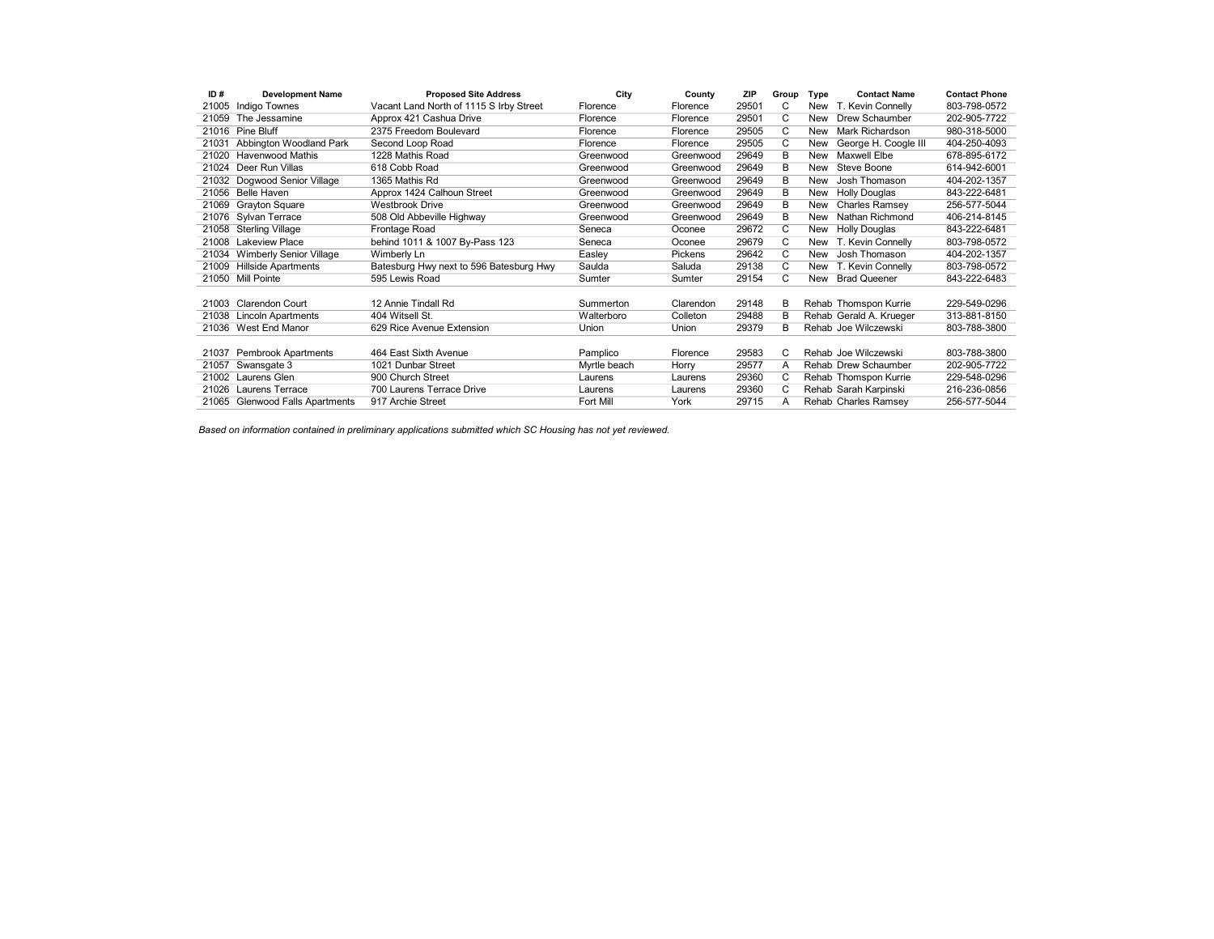| ID # | Development Name | Proposed Site Address | City | County | ZIP | Group | Type | Contact Name | Contact Phone |
|---|---|---|---|---|---|---|---|---|---|
| 21005 | Indigo Townes | Vacant Land North of 1115 S Irby Street | Florence | Florence | 29501 | C | New | T. Kevin Connelly | 803-798-0572 |
| 21059 | The Jessamine | Approx 421 Cashua Drive | Florence | Florence | 29501 | C | New | Drew Schaumber | 202-905-7722 |
| 21016 | Pine Bluff | 2375 Freedom Boulevard | Florence | Florence | 29505 | C | New | Mark Richardson | 980-318-5000 |
| 21031 | Abbington Woodland Park | Second Loop Road | Florence | Florence | 29505 | C | New | George H. Coogle III | 404-250-4093 |
| 21020 | Havenwood Mathis | 1228 Mathis Road | Greenwood | Greenwood | 29649 | B | New | Maxwell Elbe | 678-895-6172 |
| 21024 | Deer Run Villas | 618 Cobb Road | Greenwood | Greenwood | 29649 | B | New | Steve Boone | 614-942-6001 |
| 21032 | Dogwood Senior Village | 1365 Mathis Rd | Greenwood | Greenwood | 29649 | B | New | Josh Thomason | 404-202-1357 |
| 21056 | Belle Haven | Approx 1424 Calhoun Street | Greenwood | Greenwood | 29649 | B | New | Holly Douglas | 843-222-6481 |
| 21069 | Grayton Square | Westbrook Drive | Greenwood | Greenwood | 29649 | B | New | Charles Ramsey | 256-577-5044 |
| 21076 | Sylvan Terrace | 508 Old Abbeville Highway | Greenwood | Greenwood | 29649 | B | New | Nathan Richmond | 406-214-8145 |
| 21058 | Sterling Village | Frontage Road | Seneca | Oconee | 29672 | C | New | Holly Douglas | 843-222-6481 |
| 21008 | Lakeview Place | behind 1011 & 1007 By-Pass 123 | Seneca | Oconee | 29679 | C | New | T. Kevin Connelly | 803-798-0572 |
| 21034 | Wimberly Senior Village | Wimberly Ln | Easley | Pickens | 29642 | C | New | Josh Thomason | 404-202-1357 |
| 21009 | Hillside Apartments | Batesburg Hwy next to 596 Batesburg Hwy | Saulda | Saluda | 29138 | C | New | T. Kevin Connelly | 803-798-0572 |
| 21050 | Mill Pointe | 595 Lewis Road | Sumter | Sumter | 29154 | C | New | Brad Queener | 843-222-6483 |
| | | | | | | | | | |
| 21003 | Clarendon Court | 12 Annie Tindall Rd | Summerton | Clarendon | 29148 | B | Rehab | Thomspon Kurrie | 229-549-0296 |
| 21038 | Lincoln Apartments | 404 Witsell St. | Walterboro | Colleton | 29488 | B | Rehab | Gerald A. Krueger | 313-881-8150 |
| 21036 | West End Manor | 629 Rice Avenue Extension | Union | Union | 29379 | B | Rehab | Joe Wilczewski | 803-788-3800 |
| | | | | | | | | | |
| 21037 | Pembrook Apartments | 464 East Sixth Avenue | Pamplico | Florence | 29583 | C | Rehab | Joe Wilczewski | 803-788-3800 |
| 21057 | Swansgate 3 | 1021 Dunbar Street | Myrtle beach | Horry | 29577 | A | Rehab | Drew Schaumber | 202-905-7722 |
| 21002 | Laurens Glen | 900 Church Street | Laurens | Laurens | 29360 | C | Rehab | Thompson Kurrie | 229-548-0296 |
| 21026 | Laurens Terrace | 700 Laurens Terrace Drive | Laurens | Laurens | 29360 | C | Rehab | Sarah Karpinski | 216-236-0856 |
| 21065 | Glenwood Falls Apartments | 917 Archie Street | Fort Mill | York | 29715 | A | Rehab | Charles Ramsey | 256-577-5044 |

*Based on information contained in preliminary applications submitted which SC Housing has not yet reviewed.*